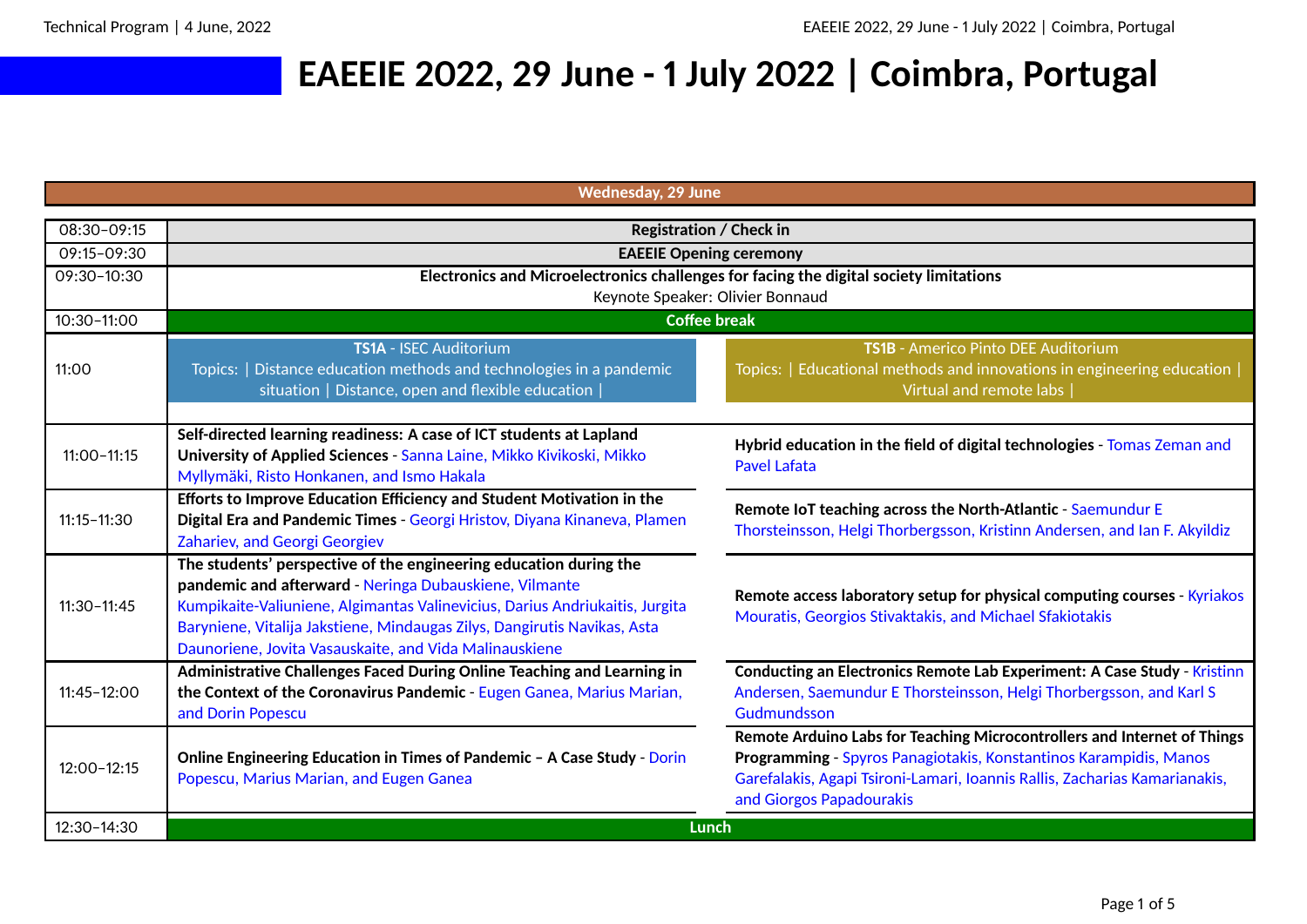# EAEEIE 2022, 29 June - 1 July 2022 | Coimbra, Portugal

## Wednesday, 29 June

| Time | TS1A | TS1B |
| --- | --- | --- |
| 08:30–09:15 | **Registration / Check in** | |
| 09:15–09:30 | **EAEEIE Opening ceremony** | |
| 09:30–10:30 | **Electronics and Microelectronics challenges for facing the digital society limitations** Keynote Speaker: Olivier Bonnaud | |
| 10:30–11:00 | **Coffee break** | |
| 11:00 | **TS1A** - ISEC Auditorium Topics: \| Distance education methods and technologies in a pandemic situation \| Distance, open and flexible education \| | **TS1B** - Americo Pinto DEE Auditorium Topics: \| Educational methods and innovations in engineering education \| Virtual and remote labs \| |
| 11:00–11:15 | **Self-directed learning readiness: A case of ICT students at Lapland University of Applied Sciences** - Sanna Laine, Mikko Kivikoski, Mikko Myllymäki, Risto Honkanen, and Ismo Hakala | **Hybrid education in the field of digital technologies** - Tomas Zeman and Pavel Lafata |
| 11:15–11:30 | **Efforts to Improve Education Efficiency and Student Motivation in the Digital Era and Pandemic Times** - Georgi Hristov, Diyana Kinaneva, Plamen Zahariev, and Georgi Georgiev | **Remote IoT teaching across the North-Atlantic** - Saemundur E Thorsteinsson, Helgi Thorbergsson, Kristinn Andersen, and Ian F. Akyildiz |
| 11:30–11:45 | **The students' perspective of the engineering education during the pandemic and afterward** - Neringa Dubauskiene, Vilmante Kumpikaite-Valiuniene, Algimantas Valinevicius, Darius Andriukaitis, Jurgita Baryniene, Vitalija Jakstiene, Mindaugas Zilys, Dangirutis Navikas, Asta Daunoriene, Jovita Vasauskaite, and Vida Malinauskiene | **Remote access laboratory setup for physical computing courses** - Kyriakos Mouratis, Georgios Stivaktakis, and Michael Sfakiotakis |
| 11:45–12:00 | **Administrative Challenges Faced During Online Teaching and Learning in the Context of the Coronavirus Pandemic** - Eugen Ganea, Marius Marian, and Dorin Popescu | **Conducting an Electronics Remote Lab Experiment: A Case Study** - Kristinn Andersen, Saemundur E Thorsteinsson, Helgi Thorbergsson, and Karl S Gudmundsson |
| 12:00–12:15 | **Online Engineering Education in Times of Pandemic – A Case Study** - Dorin Popescu, Marius Marian, and Eugen Ganea | **Remote Arduino Labs for Teaching Microcontrollers and Internet of Things Programming** - Spyros Panagiotakis, Konstantinos Karampidis, Manos Garefalakis, Agapi Tsironi-Lamari, Ioannis Rallis, Zacharias Kamarianakis, and Giorgos Papadourakis |
| 12:30–14:30 | **Lunch** | |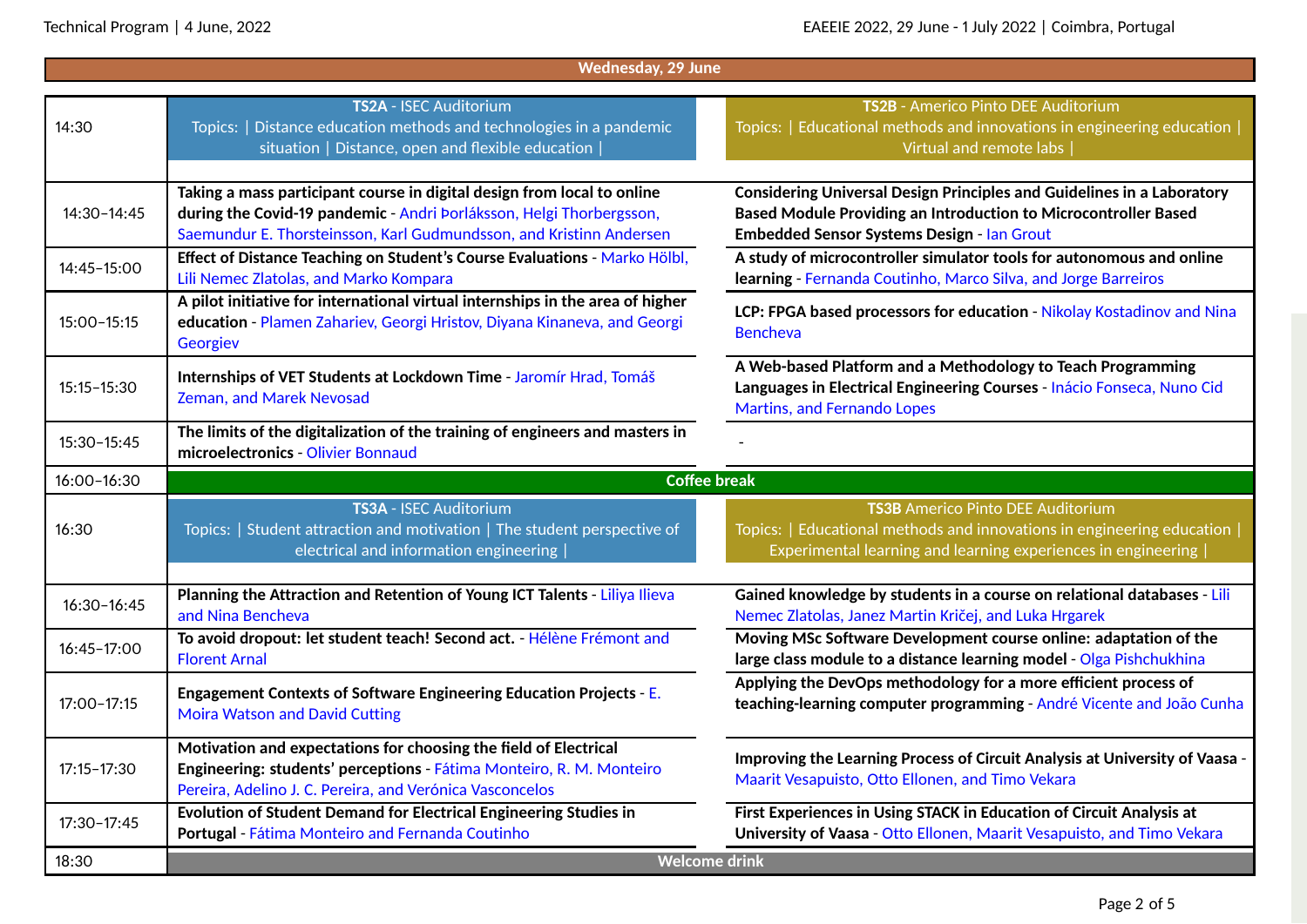## Wednesday, 29 June

| Time | TS2A - ISEC Auditorium | TS2B - Americo Pinto DEE Auditorium |
|---|---|---|
| 14:30 | **TS2A** - ISEC Auditorium<br>Topics: \| Distance education methods and technologies in a pandemic situation \| Distance, open and flexible education \| | **TS2B** - Americo Pinto DEE Auditorium<br>Topics: \| Educational methods and innovations in engineering education \| Virtual and remote labs \| |
| 14:30–14:45 | **Taking a mass participant course in digital design from local to online during the Covid-19 pandemic** - Andri Þorláksson, Helgi Thorbergsson, Saemundur E. Thorsteinsson, Karl Gudmundsson, and Kristinn Andersen | **Considering Universal Design Principles and Guidelines in a Laboratory Based Module Providing an Introduction to Microcontroller Based Embedded Sensor Systems Design** - Ian Grout |
| 14:45–15:00 | **Effect of Distance Teaching on Student's Course Evaluations** - Marko Hölbl, Lili Nemec Zlatolas, and Marko Kompara | **A study of microcontroller simulator tools for autonomous and online learning** - Fernanda Coutinho, Marco Silva, and Jorge Barreiros |
| 15:00–15:15 | **A pilot initiative for international virtual internships in the area of higher education** - Plamen Zahariev, Georgi Hristov, Diyana Kinaneva, and Georgi Georgiev | **LCP: FPGA based processors for education** - Nikolay Kostadinov and Nina Bencheva |
| 15:15–15:30 | **Internships of VET Students at Lockdown Time** - Jaromír Hrad, Tomáš Zeman, and Marek Nevosad | **A Web-based Platform and a Methodology to Teach Programming Languages in Electrical Engineering Courses** - Inácio Fonseca, Nuno Cid Martins, and Fernando Lopes |
| 15:30–15:45 | **The limits of the digitalization of the training of engineers and masters in microelectronics** - Olivier Bonnaud | - |
| 16:00–16:30 | **Coffee break** | |
| 16:30 | **TS3A** - ISEC Auditorium<br>Topics: \| Student attraction and motivation \| The student perspective of electrical and information engineering \| | **TS3B** Americo Pinto DEE Auditorium<br>Topics: \| Educational methods and innovations in engineering education \| Experimental learning and learning experiences in engineering \| |
| 16:30–16:45 | **Planning the Attraction and Retention of Young ICT Talents** - Liliya Ilieva and Nina Bencheva | **Gained knowledge by students in a course on relational databases** - Lili Nemec Zlatolas, Janez Martin Kričej, and Luka Hrgarek |
| 16:45–17:00 | **To avoid dropout: let student teach! Second act.** - Hélène Frémont and Florent Arnal | **Moving MSc Software Development course online: adaptation of the large class module to a distance learning model** - Olga Pishchukhina |
| 17:00–17:15 | **Engagement Contexts of Software Engineering Education Projects** - E. Moira Watson and David Cutting | **Applying the DevOps methodology for a more efficient process of teaching-learning computer programming** - André Vicente and João Cunha |
| 17:15–17:30 | **Motivation and expectations for choosing the field of Electrical Engineering: students' perceptions** - Fátima Monteiro, R. M. Monteiro Pereira, Adelino J. C. Pereira, and Verónica Vasconcelos | **Improving the Learning Process of Circuit Analysis at University of Vaasa** - Maarit Vesapuisto, Otto Ellonen, and Timo Vekara |
| 17:30–17:45 | **Evolution of Student Demand for Electrical Engineering Studies in Portugal** - Fátima Monteiro and Fernanda Coutinho | **First Experiences in Using STACK in Education of Circuit Analysis at University of Vaasa** - Otto Ellonen, Maarit Vesapuisto, and Timo Vekara |
| 18:30 | **Welcome drink** | |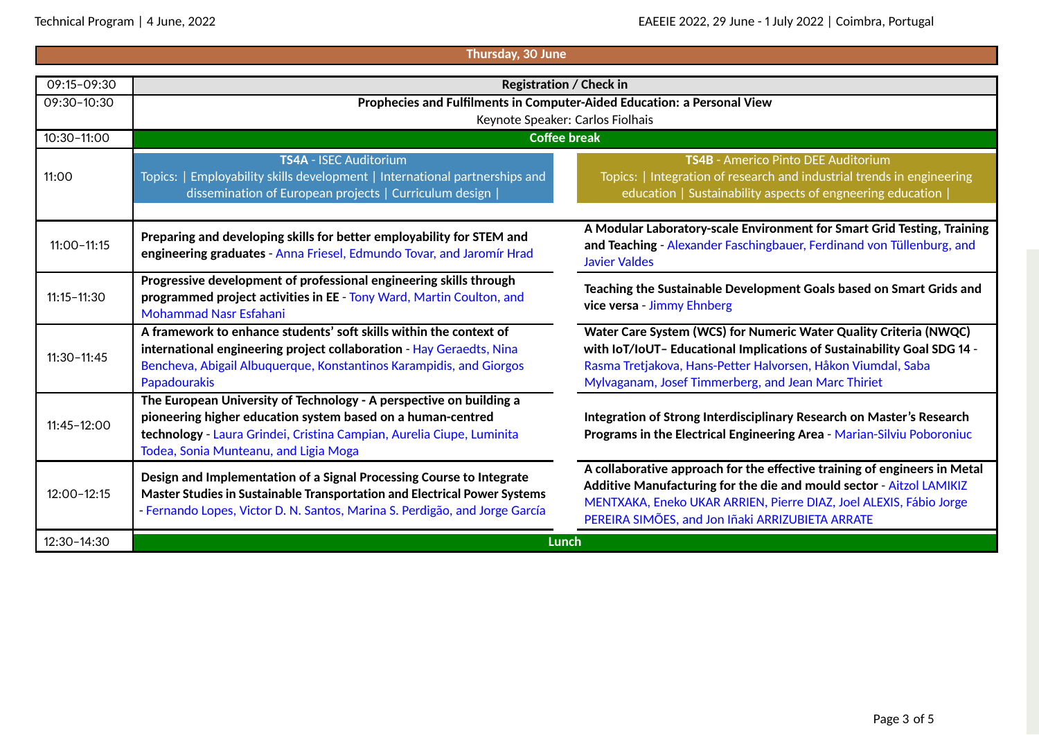## Thursday, 30 June

| Time | TS4A | TS4B |
|---|---|---|
| 09:15–09:30 | **Registration / Check in** | |
| 09:30–10:30 | **Prophecies and Fulfilments in Computer-Aided Education: a Personal View**<br>Keynote Speaker: Carlos Fiolhais | |
| 10:30–11:00 | **Coffee break** | |
| 11:00 | **TS4A** - ISEC Auditorium<br>Topics: \| Employability skills development \| International partnerships and dissemination of European projects \| Curriculum design \| | **TS4B** - Americo Pinto DEE Auditorium<br>Topics: \| Integration of research and industrial trends in engineering education \| Sustainability aspects of engneering education \| |
| 11:00–11:15 | **Preparing and developing skills for better employability for STEM and engineering graduates** - Anna Friesel, Edmundo Tovar, and Jaromír Hrad | **A Modular Laboratory-scale Environment for Smart Grid Testing, Training and Teaching** - Alexander Faschingbauer, Ferdinand von Tüllenburg, and Javier Valdes |
| 11:15–11:30 | **Progressive development of professional engineering skills through programmed project activities in EE** - Tony Ward, Martin Coulton, and Mohammad Nasr Esfahani | **Teaching the Sustainable Development Goals based on Smart Grids and vice versa** - Jimmy Ehnberg |
| 11:30–11:45 | **A framework to enhance students' soft skills within the context of international engineering project collaboration** - Hay Geraedts, Nina Bencheva, Abigail Albuquerque, Konstantinos Karampidis, and Giorgos Papadourakis | **Water Care System (WCS) for Numeric Water Quality Criteria (NWQC) with IoT/IoUT– Educational Implications of Sustainability Goal SDG 14** - Rasma Tretjakova, Hans-Petter Halvorsen, Håkon Viumdal, Saba Mylvaganam, Josef Timmerberg, and Jean Marc Thiriet |
| 11:45–12:00 | **The European University of Technology - A perspective on building a pioneering higher education system based on a human-centred technology** - Laura Grindei, Cristina Campian, Aurelia Ciupe, Luminita Todea, Sonia Munteanu, and Ligia Moga | **Integration of Strong Interdisciplinary Research on Master's Research Programs in the Electrical Engineering Area** - Marian-Silviu Poboroniuc |
| 12:00–12:15 | **Design and Implementation of a Signal Processing Course to Integrate Master Studies in Sustainable Transportation and Electrical Power Systems** - Fernando Lopes, Victor D. N. Santos, Marina S. Perdigão, and Jorge García | **A collaborative approach for the effective training of engineers in Metal Additive Manufacturing for the die and mould sector** - Aitzol LAMIKIZ MENTXAKA, Eneko UKAR ARRIEN, Pierre DIAZ, Joel ALEXIS, Fábio Jorge PEREIRA SIMÕES, and Jon Iñaki ARRIZUBIETA ARRATE |
| 12:30–14:30 | **Lunch** | |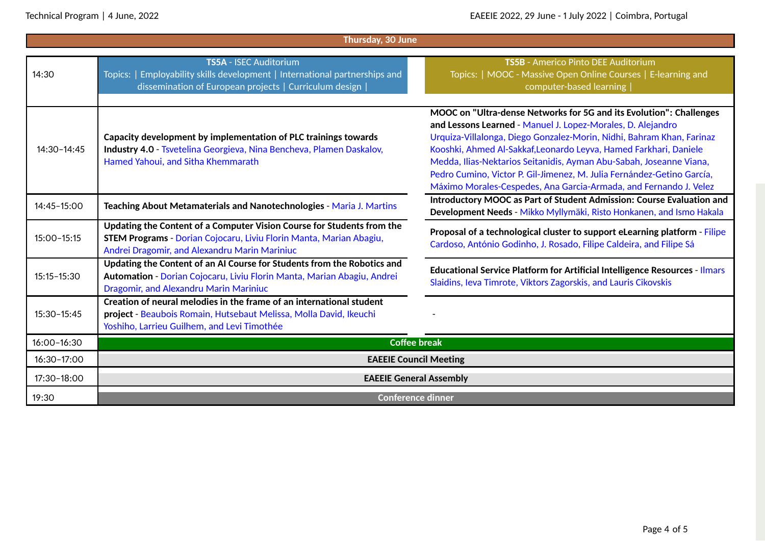## Thursday, 30 June

| Time | TS5A - ISEC Auditorium<br>Topics: \| Employability skills development \| International partnerships and dissemination of European projects \| Curriculum design \| | TS5B - Americo Pinto DEE Auditorium<br>Topics: \| MOOC - Massive Open Online Courses \| E-learning and computer-based learning \| |
|---|---|---|
| 14:30 | | |
| 14:30–14:45 | **Capacity development by implementation of PLC trainings towards Industry 4.0** - Tsvetelina Georgieva, Nina Bencheva, Plamen Daskalov, Hamed Yahoui, and Sitha Khemmarath | **MOOC on "Ultra-dense Networks for 5G and its Evolution": Challenges and Lessons Learned** - Manuel J. Lopez-Morales, D. Alejandro Urquiza-Villalonga, Diego Gonzalez-Morin, Nidhi, Bahram Khan, Farinaz Kooshki, Ahmed Al-Sakkaf,Leonardo Leyva, Hamed Farkhari, Daniele Medda, Ilias-Nektarios Seitanidis, Ayman Abu-Sabah, Joseanne Viana, Pedro Cumino, Victor P. Gil-Jimenez, M. Julia Fernández-Getino García, Máximo Morales-Cespedes, Ana Garcia-Armada, and Fernando J. Velez |
| 14:45–15:00 | **Teaching About Metamaterials and Nanotechnologies** - Maria J. Martins | **Introductory MOOC as Part of Student Admission: Course Evaluation and Development Needs** - Mikko Myllymäki, Risto Honkanen, and Ismo Hakala |
| 15:00–15:15 | **Updating the Content of a Computer Vision Course for Students from the STEM Programs** - Dorian Cojocaru, Liviu Florin Manta, Marian Abagiu, Andrei Dragomir, and Alexandru Marin Mariniuc | **Proposal of a technological cluster to support eLearning platform** - Filipe Cardoso, António Godinho, J. Rosado, Filipe Caldeira, and Filipe Sá |
| 15:15–15:30 | **Updating the Content of an AI Course for Students from the Robotics and Automation** - Dorian Cojocaru, Liviu Florin Manta, Marian Abagiu, Andrei Dragomir, and Alexandru Marin Mariniuc | **Educational Service Platform for Artificial Intelligence Resources** - Ilmars Slaidins, Ieva Timrote, Viktors Zagorskis, and Lauris Cikovskis |
| 15:30–15:45 | **Creation of neural melodies in the frame of an international student project** - Beaubois Romain, Hutsebaut Melissa, Molla David, Ikeuchi Yoshiho, Larrieu Guilhem, and Levi Timothée | - |
| 16:00–16:30 | **Coffee break** | |
| 16:30–17:00 | **EAEEIE Council Meeting** | |
| 17:30–18:00 | **EAEEIE General Assembly** | |
| 19:30 | **Conference dinner** | |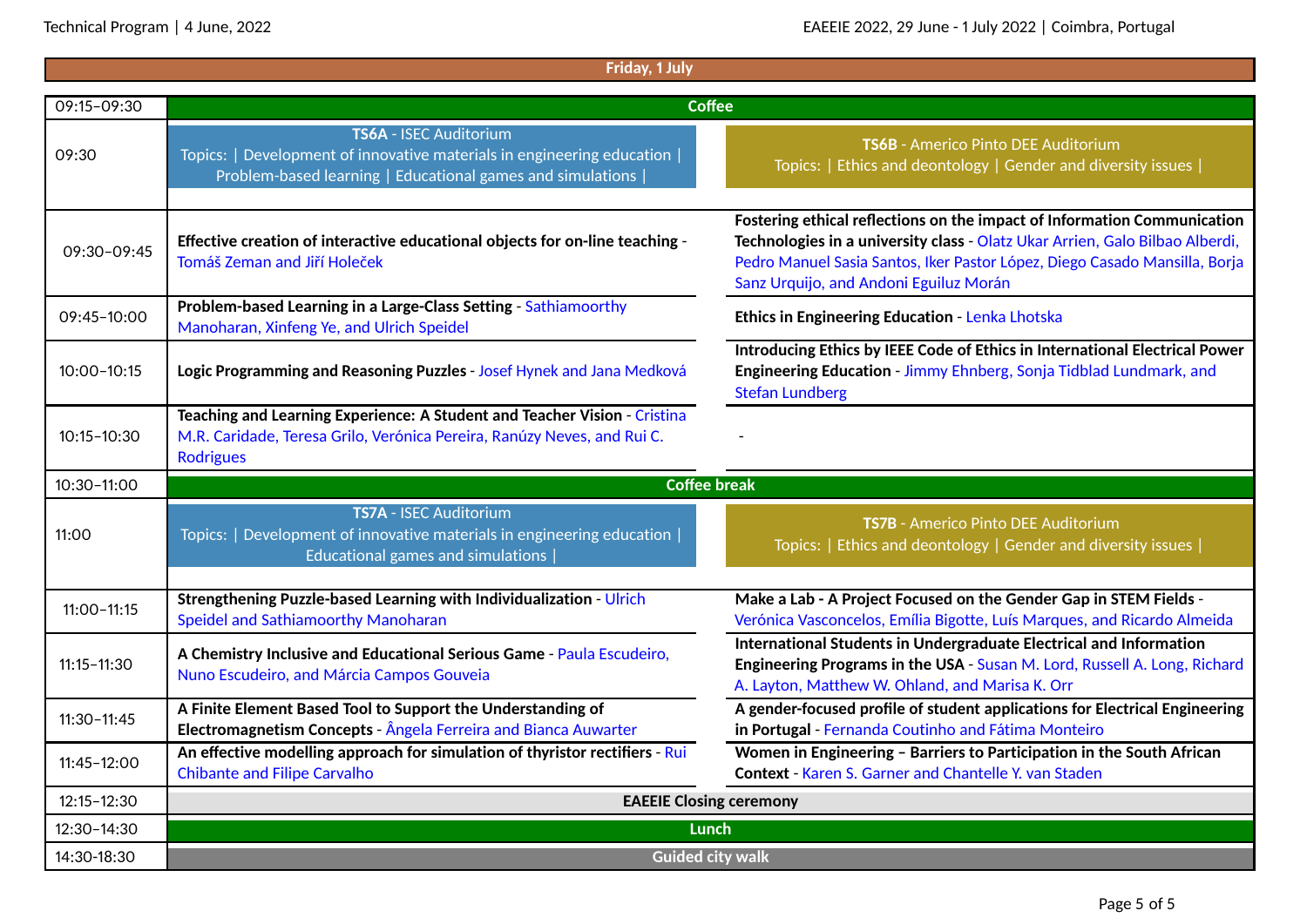## Friday, 1 July

| | | |
|---|---|---|
| 09:15–09:30 | **Coffee** | |
| 09:30 | **TS6A** - ISEC Auditorium<br>Topics: \| Development of innovative materials in engineering education \| Problem-based learning \| Educational games and simulations \| | **TS6B** - Americo Pinto DEE Auditorium<br>Topics: \| Ethics and deontology \| Gender and diversity issues \| |
| 09:30–09:45 | **Effective creation of interactive educational objects for on-line teaching** - Tomáš Zeman and Jiří Holeček | **Fostering ethical reflections on the impact of Information Communication Technologies in a university class** - Olatz Ukar Arrien, Galo Bilbao Alberdi, Pedro Manuel Sasia Santos, Iker Pastor López, Diego Casado Mansilla, Borja Sanz Urquijo, and Andoni Eguiluz Morán |
| 09:45–10:00 | **Problem-based Learning in a Large-Class Setting** - Sathiamoorthy Manoharan, Xinfeng Ye, and Ulrich Speidel | **Ethics in Engineering Education** - Lenka Lhotska |
| 10:00–10:15 | **Logic Programming and Reasoning Puzzles** - Josef Hynek and Jana Medková | **Introducing Ethics by IEEE Code of Ethics in International Electrical Power Engineering Education** - Jimmy Ehnberg, Sonja Tidblad Lundmark, and Stefan Lundberg |
| 10:15–10:30 | **Teaching and Learning Experience: A Student and Teacher Vision** - Cristina M.R. Caridade, Teresa Grilo, Verónica Pereira, Ranúzy Neves, and Rui C. Rodrigues | - |
| 10:30–11:00 | **Coffee break** | |
| 11:00 | **TS7A** - ISEC Auditorium<br>Topics: \| Development of innovative materials in engineering education \| Educational games and simulations \| | **TS7B** - Americo Pinto DEE Auditorium<br>Topics: \| Ethics and deontology \| Gender and diversity issues \| |
| 11:00–11:15 | **Strengthening Puzzle-based Learning with Individualization** - Ulrich Speidel and Sathiamoorthy Manoharan | **Make a Lab - A Project Focused on the Gender Gap in STEM Fields** - Verónica Vasconcelos, Emília Bigotte, Luís Marques, and Ricardo Almeida |
| 11:15–11:30 | **A Chemistry Inclusive and Educational Serious Game** - Paula Escudeiro, Nuno Escudeiro, and Márcia Campos Gouveia | **International Students in Undergraduate Electrical and Information Engineering Programs in the USA** - Susan M. Lord, Russell A. Long, Richard A. Layton, Matthew W. Ohland, and Marisa K. Orr |
| 11:30–11:45 | **A Finite Element Based Tool to Support the Understanding of Electromagnetism Concepts** - Ângela Ferreira and Bianca Auwarter | **A gender-focused profile of student applications for Electrical Engineering in Portugal** - Fernanda Coutinho and Fátima Monteiro |
| 11:45–12:00 | **An effective modelling approach for simulation of thyristor rectifiers** - Rui Chibante and Filipe Carvalho | **Women in Engineering – Barriers to Participation in the South African Context** - Karen S. Garner and Chantelle Y. van Staden |
| 12:15–12:30 | **EAEEIE Closing ceremony** | |
| 12:30–14:30 | **Lunch** | |
| 14:30–18:30 | **Guided city walk** | |